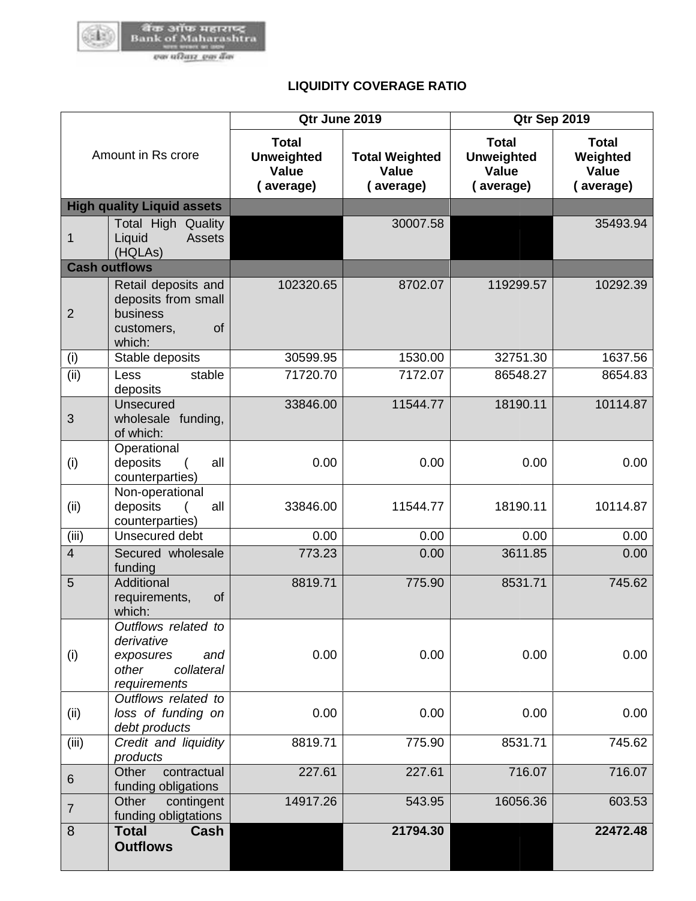# LIQUIDITY COVERAGE RATIO

| Amount in Rs crore | | Qtr June 2019 | | Qtr Sep 2019 | |
|---|---|---|---|---|---|
| | | Total Unweighted Value ( average) | Total Weighted Value ( average) | Total Unweighted Value ( average) | Total Weighted Value ( average) |
| **High quality Liquid assets** | | | | | |
| 1 | Total High Quality Liquid Assets (HQLAs) | | 30007.58 | | 35493.94 |
| **Cash outflows** | | | | | |
| 2 | Retail deposits and deposits from small business customers, of which: | 102320.65 | 8702.07 | 119299.57 | 10292.39 |
| (i) | Stable deposits | 30599.95 | 1530.00 | 32751.30 | 1637.56 |
| (ii) | Less stable deposits | 71720.70 | 7172.07 | 86548.27 | 8654.83 |
| 3 | Unsecured wholesale funding, of which: | 33846.00 | 11544.77 | 18190.11 | 10114.87 |
| (i) | Operational deposits ( all counterparties) | 0.00 | 0.00 | 0.00 | 0.00 |
| (ii) | Non-operational deposits ( all counterparties) | 33846.00 | 11544.77 | 18190.11 | 10114.87 |
| (iii) | Unsecured debt | 0.00 | 0.00 | 0.00 | 0.00 |
| 4 | Secured wholesale funding | 773.23 | 0.00 | 3611.85 | 0.00 |
| 5 | Additional requirements, of which: | 8819.71 | 775.90 | 8531.71 | 745.62 |
| (i) | *Outflows related to derivative exposures and other collateral requirements* | 0.00 | 0.00 | 0.00 | 0.00 |
| (ii) | *Outflows related to loss of funding on debt products* | 0.00 | 0.00 | 0.00 | 0.00 |
| (iii) | *Credit and liquidity products* | 8819.71 | 775.90 | 8531.71 | 745.62 |
| 6 | Other contractual funding obligations | 227.61 | 227.61 | 716.07 | 716.07 |
| 7 | Other contingent funding obligtations | 14917.26 | 543.95 | 16056.36 | 603.53 |
| 8 | **Total Cash Outflows** | | **21794.30** | | **22472.48** |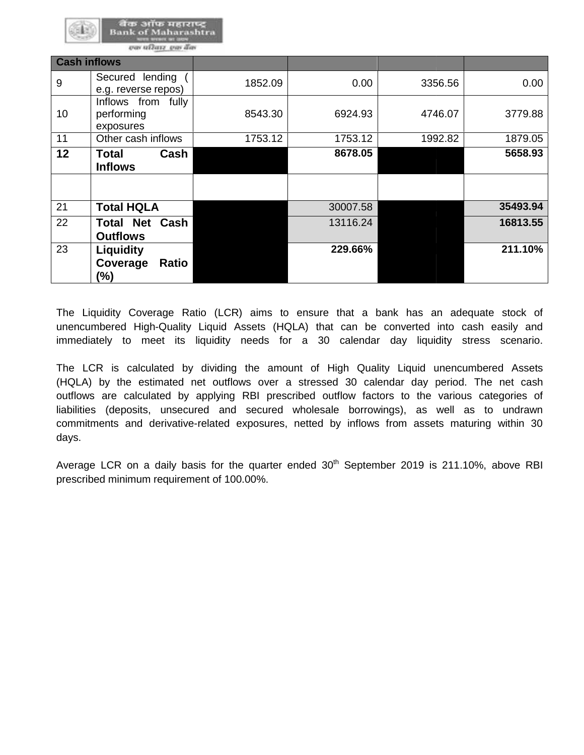| Cash inflows | | | | | |
|---|---|---|---|---|---|
| 9 | Secured lending ( e.g. reverse repos) | 1852.09 | 0.00 | 3356.56 | 0.00 |
| 10 | Inflows from fully performing exposures | 8543.30 | 6924.93 | 4746.07 | 3779.88 |
| 11 | Other cash inflows | 1753.12 | 1753.12 | 1992.82 | 1879.05 |
| **12** | **Total Cash Inflows** | | **8678.05** | | **5658.93** |
| | | | | | |
| 21 | **Total HQLA** | | 30007.58 | | **35493.94** |
| 22 | **Total Net Cash Outflows** | | 13116.24 | | **16813.55** |
| 23 | **Liquidity Coverage Ratio (%)** | | **229.66%** | | **211.10%** |

The Liquidity Coverage Ratio (LCR) aims to ensure that a bank has an adequate stock of unencumbered High-Quality Liquid Assets (HQLA) that can be converted into cash easily and immediately to meet its liquidity needs for a 30 calendar day liquidity stress scenario.

The LCR is calculated by dividing the amount of High Quality Liquid unencumbered Assets (HQLA) by the estimated net outflows over a stressed 30 calendar day period. The net cash outflows are calculated by applying RBI prescribed outflow factors to the various categories of liabilities (deposits, unsecured and secured wholesale borrowings), as well as to undrawn commitments and derivative-related exposures, netted by inflows from assets maturing within 30 days.

Average LCR on a daily basis for the quarter ended 30th September 2019 is 211.10%, above RBI prescribed minimum requirement of 100.00%.